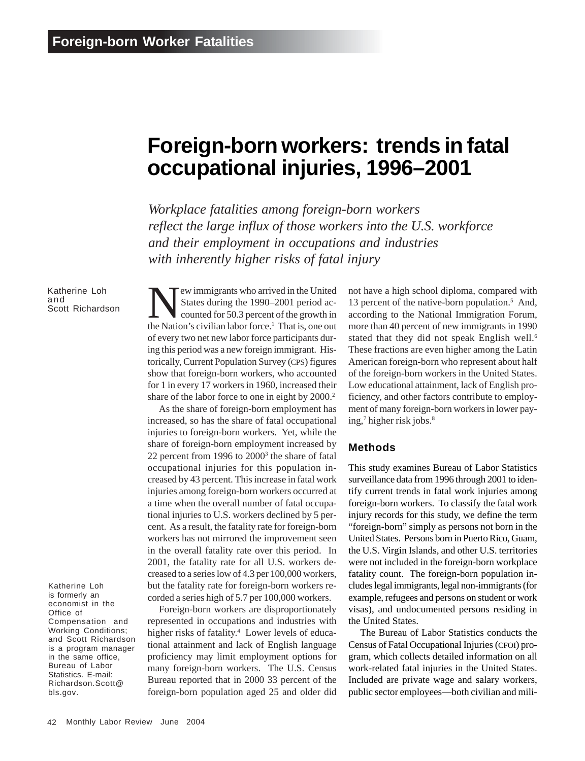# Foreign-born workers: trends in fatal occupational injuries, 1996–2001

*Workplace fatalities among foreign-born workers reflect the large influx of those workers into the U.S. workforce and their employment in occupations and industries with inherently higher risks of fatal injury*

Katherine Loh and Scott Richardson

New immigrants who arrived in the United States during the 1990–2001 period accounted for 50.3 percent of the growth in the Nation's civilian labor force.[1] That is, one out of every two net new labor force participants during this period was a new foreign immigrant. Historically, Current Population Survey (CPS) figures show that foreign-born workers, who accounted for 1 in every 17 workers in 1960, increased their share of the labor force to one in eight by 2000.[2]

As the share of foreign-born employment has increased, so has the share of fatal occupational injuries to foreign-born workers. Yet, while the share of foreign-born employment increased by 22 percent from 1996 to 2000[3] the share of fatal occupational injuries for this population increased by 43 percent. This increase in fatal work injuries among foreign-born workers occurred at a time when the overall number of fatal occupational injuries to U.S. workers declined by 5 percent. As a result, the fatality rate for foreign-born workers has not mirrored the improvement seen in the overall fatality rate over this period. In 2001, the fatality rate for all U.S. workers decreased to a series low of 4.3 per 100,000 workers, but the fatality rate for foreign-born workers recorded a series high of 5.7 per 100,000 workers.

Foreign-born workers are disproportionately represented in occupations and industries with higher risks of fatality.[4] Lower levels of educational attainment and lack of English language proficiency may limit employment options for many foreign-born workers. The U.S. Census Bureau reported that in 2000 33 percent of the foreign-born population aged 25 and older did not have a high school diploma, compared with 13 percent of the native-born population.[5] And, according to the National Immigration Forum, more than 40 percent of new immigrants in 1990 stated that they did not speak English well.[6] These fractions are even higher among the Latin American foreign-born who represent about half of the foreign-born workers in the United States. Low educational attainment, lack of English proficiency, and other factors contribute to employment of many foreign-born workers in lower paying,[7] higher risk jobs.[8]

## Methods

This study examines Bureau of Labor Statistics surveillance data from 1996 through 2001 to identify current trends in fatal work injuries among foreign-born workers. To classify the fatal work injury records for this study, we define the term "foreign-born" simply as persons not born in the United States. Persons born in Puerto Rico, Guam, the U.S. Virgin Islands, and other U.S. territories were not included in the foreign-born workplace fatality count. The foreign-born population includes legal immigrants, legal non-immigrants (for example, refugees and persons on student or work visas), and undocumented persons residing in the United States.

The Bureau of Labor Statistics conducts the Census of Fatal Occupational Injuries (CFOI) program, which collects detailed information on all work-related fatal injuries in the United States. Included are private wage and salary workers, public sector employees—both civilian and mili-

Katherine Loh is formerly an economist in the Office of Compensation and Working Conditions; and Scott Richardson is a program manager in the same office, Bureau of Labor Statistics. E-mail: Richardson.Scott@bls.gov.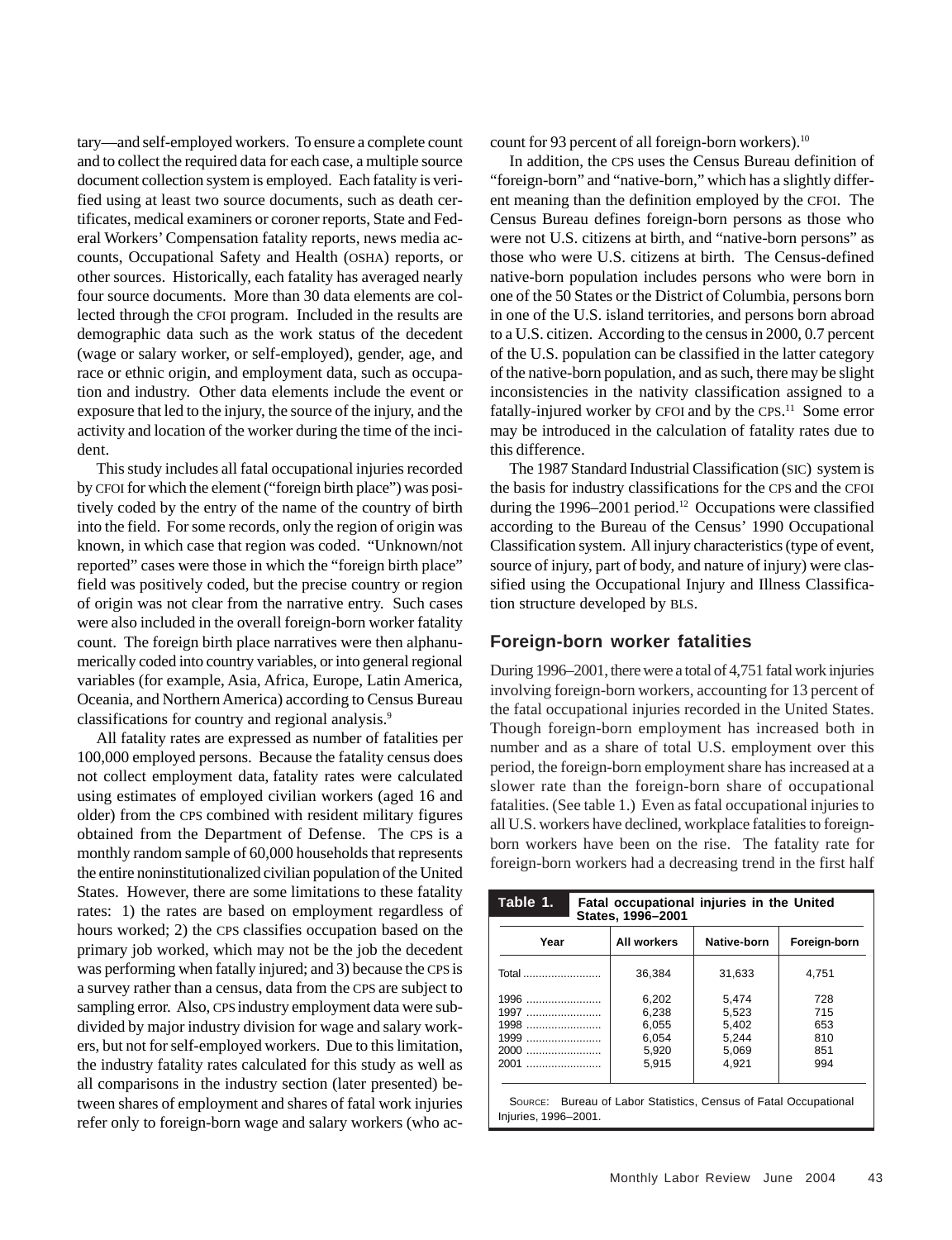tary—and self-employed workers. To ensure a complete count and to collect the required data for each case, a multiple source document collection system is employed. Each fatality is verified using at least two source documents, such as death certificates, medical examiners or coroner reports, State and Federal Workers' Compensation fatality reports, news media accounts, Occupational Safety and Health (OSHA) reports, or other sources. Historically, each fatality has averaged nearly four source documents. More than 30 data elements are collected through the CFOI program. Included in the results are demographic data such as the work status of the decedent (wage or salary worker, or self-employed), gender, age, and race or ethnic origin, and employment data, such as occupation and industry. Other data elements include the event or exposure that led to the injury, the source of the injury, and the activity and location of the worker during the time of the incident.

This study includes all fatal occupational injuries recorded by CFOI for which the element ("foreign birth place") was positively coded by the entry of the name of the country of birth into the field. For some records, only the region of origin was known, in which case that region was coded. "Unknown/not reported" cases were those in which the "foreign birth place" field was positively coded, but the precise country or region of origin was not clear from the narrative entry. Such cases were also included in the overall foreign-born worker fatality count. The foreign birth place narratives were then alphanumerically coded into country variables, or into general regional variables (for example, Asia, Africa, Europe, Latin America, Oceania, and Northern America) according to Census Bureau classifications for country and regional analysis.[9]

All fatality rates are expressed as number of fatalities per 100,000 employed persons. Because the fatality census does not collect employment data, fatality rates were calculated using estimates of employed civilian workers (aged 16 and older) from the CPS combined with resident military figures obtained from the Department of Defense. The CPS is a monthly random sample of 60,000 households that represents the entire noninstitutionalized civilian population of the United States. However, there are some limitations to these fatality rates: 1) the rates are based on employment regardless of hours worked; 2) the CPS classifies occupation based on the primary job worked, which may not be the job the decedent was performing when fatally injured; and 3) because the CPS is a survey rather than a census, data from the CPS are subject to sampling error. Also, CPS industry employment data were subdivided by major industry division for wage and salary workers, but not for self-employed workers. Due to this limitation, the industry fatality rates calculated for this study as well as all comparisons in the industry section (later presented) between shares of employment and shares of fatal work injuries refer only to foreign-born wage and salary workers (who account for 93 percent of all foreign-born workers).[10]

In addition, the CPS uses the Census Bureau definition of "foreign-born" and "native-born," which has a slightly different meaning than the definition employed by the CFOI. The Census Bureau defines foreign-born persons as those who were not U.S. citizens at birth, and "native-born persons" as those who were U.S. citizens at birth. The Census-defined native-born population includes persons who were born in one of the 50 States or the District of Columbia, persons born in one of the U.S. island territories, and persons born abroad to a U.S. citizen. According to the census in 2000, 0.7 percent of the U.S. population can be classified in the latter category of the native-born population, and as such, there may be slight inconsistencies in the nativity classification assigned to a fatally-injured worker by CFOI and by the CPS.[11] Some error may be introduced in the calculation of fatality rates due to this difference.

The 1987 Standard Industrial Classification (SIC) system is the basis for industry classifications for the CPS and the CFOI during the 1996–2001 period.[12] Occupations were classified according to the Bureau of the Census' 1990 Occupational Classification system. All injury characteristics (type of event, source of injury, part of body, and nature of injury) were classified using the Occupational Injury and Illness Classification structure developed by BLS.

## Foreign-born worker fatalities

During 1996–2001, there were a total of 4,751 fatal work injuries involving foreign-born workers, accounting for 13 percent of the fatal occupational injuries recorded in the United States. Though foreign-born employment has increased both in number and as a share of total U.S. employment over this period, the foreign-born employment share has increased at a slower rate than the foreign-born share of occupational fatalities. (See table 1.) Even as fatal occupational injuries to all U.S. workers have declined, workplace fatalities to foreign-born workers have been on the rise. The fatality rate for foreign-born workers had a decreasing trend in the first half

**Table 1. Fatal occupational injuries in the United States, 1996–2001**

| Year | All workers | Native-born | Foreign-born |
|---|---|---|---|
| Total | 36,384 | 31,633 | 4,751 |
| 1996 | 6,202 | 5,474 | 728 |
| 1997 | 6,238 | 5,523 | 715 |
| 1998 | 6,055 | 5,402 | 653 |
| 1999 | 6,054 | 5,244 | 810 |
| 2000 | 5,920 | 5,069 | 851 |
| 2001 | 5,915 | 4,921 | 994 |

SOURCE: Bureau of Labor Statistics, Census of Fatal Occupational Injuries, 1996–2001.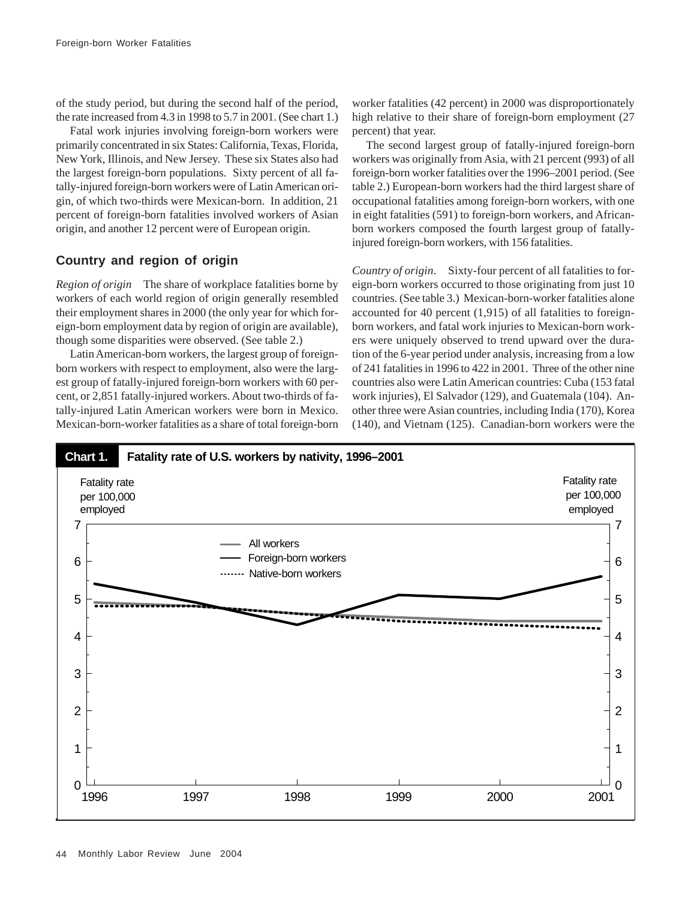of the study period, but during the second half of the period, the rate increased from 4.3 in 1998 to 5.7 in 2001. (See chart 1.)

Fatal work injuries involving foreign-born workers were primarily concentrated in six States: California, Texas, Florida, New York, Illinois, and New Jersey. These six States also had the largest foreign-born populations. Sixty percent of all fatally-injured foreign-born workers were of Latin American origin, of which two-thirds were Mexican-born. In addition, 21 percent of foreign-born fatalities involved workers of Asian origin, and another 12 percent were of European origin.

## Country and region of origin

*Region of origin* The share of workplace fatalities borne by workers of each world region of origin generally resembled their employment shares in 2000 (the only year for which foreign-born employment data by region of origin are available), though some disparities were observed. (See table 2.)

Latin American-born workers, the largest group of foreign-born workers with respect to employment, also were the largest group of fatally-injured foreign-born workers with 60 percent, or 2,851 fatally-injured workers. About two-thirds of fatally-injured Latin American workers were born in Mexico. Mexican-born-worker fatalities as a share of total foreign-born worker fatalities (42 percent) in 2000 was disproportionately high relative to their share of foreign-born employment (27 percent) that year.

The second largest group of fatally-injured foreign-born workers was originally from Asia, with 21 percent (993) of all foreign-born worker fatalities over the 1996–2001 period. (See table 2.) European-born workers had the third largest share of occupational fatalities among foreign-born workers, with one in eight fatalities (591) to foreign-born workers, and African-born workers composed the fourth largest group of fatally-injured foreign-born workers, with 156 fatalities.

*Country of origin*. Sixty-four percent of all fatalities to foreign-born workers occurred to those originating from just 10 countries. (See table 3.) Mexican-born-worker fatalities alone accounted for 40 percent (1,915) of all fatalities to foreign-born workers, and fatal work injuries to Mexican-born workers were uniquely observed to trend upward over the duration of the 6-year period under analysis, increasing from a low of 241 fatalities in 1996 to 422 in 2001. Three of the other nine countries also were Latin American countries: Cuba (153 fatal work injuries), El Salvador (129), and Guatemala (104). Another three were Asian countries, including India (170), Korea (140), and Vietnam (125). Canadian-born workers were the

**Chart 1. Fatality rate of U.S. workers by nativity, 1996–2001**

Fatality rate per 100,000 employed

Legend: All workers; Foreign-born workers; Native-born workers

Years: 1996, 1997, 1998, 1999, 2000, 2001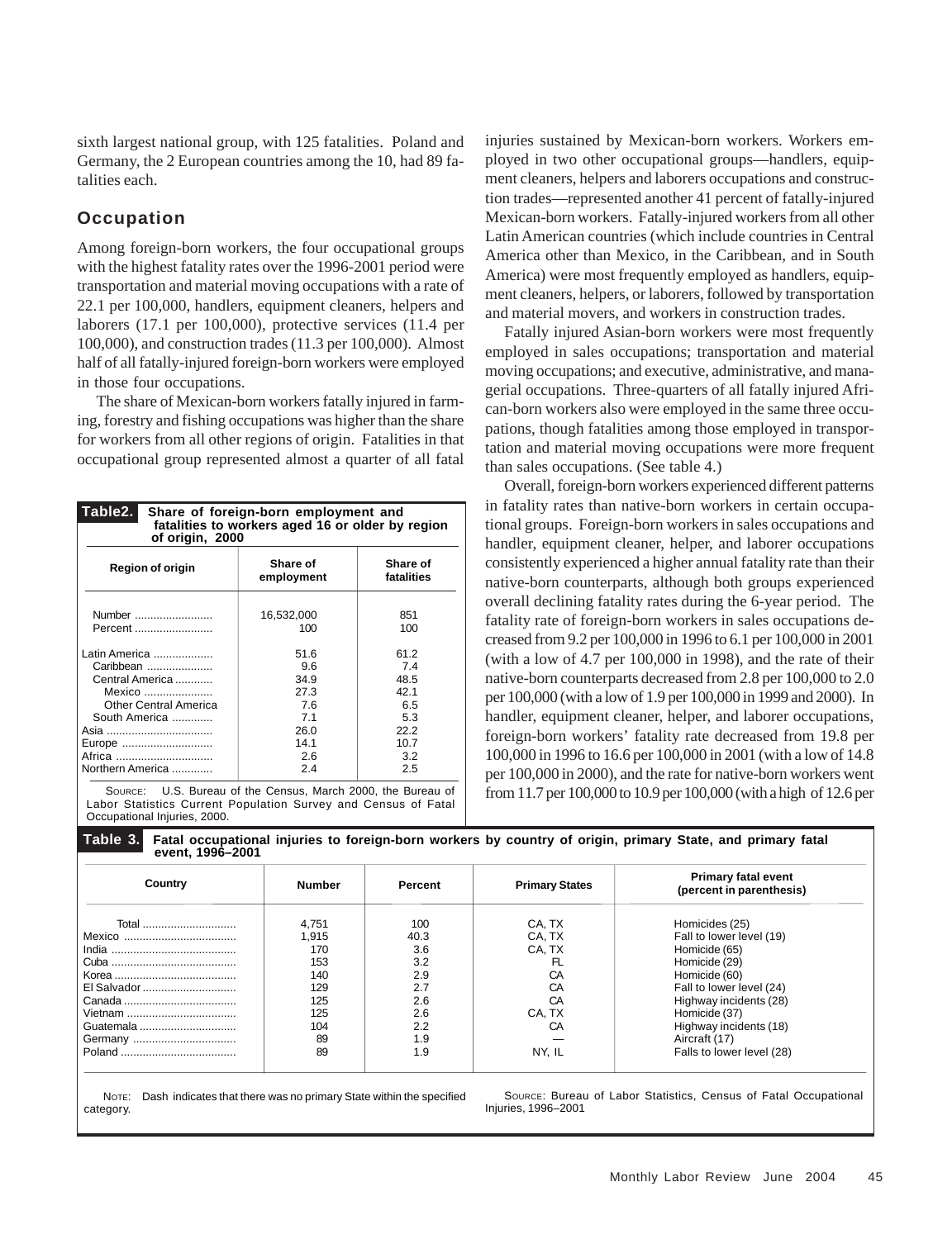sixth largest national group, with 125 fatalities. Poland and Germany, the 2 European countries among the 10, had 89 fatalities each.

## Occupation

Among foreign-born workers, the four occupational groups with the highest fatality rates over the 1996-2001 period were transportation and material moving occupations with a rate of 22.1 per 100,000, handlers, equipment cleaners, helpers and laborers (17.1 per 100,000), protective services (11.4 per 100,000), and construction trades (11.3 per 100,000). Almost half of all fatally-injured foreign-born workers were employed in those four occupations.

The share of Mexican-born workers fatally injured in farming, forestry and fishing occupations was higher than the share for workers from all other regions of origin. Fatalities in that occupational group represented almost a quarter of all fatal injuries sustained by Mexican-born workers. Workers employed in two other occupational groups—handlers, equipment cleaners, helpers and laborers occupations and construction trades—represented another 41 percent of fatally-injured Mexican-born workers. Fatally-injured workers from all other Latin American countries (which include countries in Central America other than Mexico, in the Caribbean, and in South America) were most frequently employed as handlers, equipment cleaners, helpers, or laborers, followed by transportation and material movers, and workers in construction trades.

Fatally injured Asian-born workers were most frequently employed in sales occupations; transportation and material moving occupations; and executive, administrative, and managerial occupations. Three-quarters of all fatally injured African-born workers also were employed in the same three occupations, though fatalities among those employed in transportation and material moving occupations were more frequent than sales occupations. (See table 4.)

Overall, foreign-born workers experienced different patterns in fatality rates than native-born workers in certain occupational groups. Foreign-born workers in sales occupations and handler, equipment cleaner, helper, and laborer occupations consistently experienced a higher annual fatality rate than their native-born counterparts, although both groups experienced overall declining fatality rates during the 6-year period. The fatality rate of foreign-born workers in sales occupations decreased from 9.2 per 100,000 in 1996 to 6.1 per 100,000 in 2001 (with a low of 4.7 per 100,000 in 1998), and the rate of their native-born counterparts decreased from 2.8 per 100,000 to 2.0 per 100,000 (with a low of 1.9 per 100,000 in 1999 and 2000). In handler, equipment cleaner, helper, and laborer occupations, foreign-born workers' fatality rate decreased from 19.8 per 100,000 in 1996 to 16.6 per 100,000 in 2001 (with a low of 14.8 per 100,000 in 2000), and the rate for native-born workers went from 11.7 per 100,000 to 10.9 per 100,000 (with a high of 12.6 per

**Table 2. Share of foreign-born employment and fatalities to workers aged 16 or older by region of origin, 2000**

| Region of origin | Share of employment | Share of fatalities |
|---|---|---|
| Number | 16,532,000 | 851 |
| Percent | 100 | 100 |
| Latin America | 51.6 | 61.2 |
| Caribbean | 9.6 | 7.4 |
| Central America | 34.9 | 48.5 |
| Mexico | 27.3 | 42.1 |
| Other Central America | 7.6 | 6.5 |
| South America | 7.1 | 5.3 |
| Asia | 26.0 | 22.2 |
| Europe | 14.1 | 10.7 |
| Africa | 2.6 | 3.2 |
| Northern America | 2.4 | 2.5 |

SOURCE: U.S. Bureau of the Census, March 2000, the Bureau of Labor Statistics Current Population Survey and Census of Fatal Occupational Injuries, 2000.

**Table 3. Fatal occupational injuries to foreign-born workers by country of origin, primary State, and primary fatal event, 1996–2001**

| Country | Number | Percent | Primary States | Primary fatal event (percent in parenthesis) |
|---|---|---|---|---|
| Total | 4,751 | 100 | CA, TX | Homicides (25) |
| Mexico | 1,915 | 40.3 | CA, TX | Fall to lower level (19) |
| India | 170 | 3.6 | CA, TX | Homicide (65) |
| Cuba | 153 | 3.2 | FL | Homicide (29) |
| Korea | 140 | 2.9 | CA | Homicide (60) |
| El Salvador | 129 | 2.7 | CA | Fall to lower level (24) |
| Canada | 125 | 2.6 | CA | Highway incidents (28) |
| Vietnam | 125 | 2.6 | CA, TX | Homicide (37) |
| Guatemala | 104 | 2.2 | CA | Highway incidents (18) |
| Germany | 89 | 1.9 | — | Aircraft (17) |
| Poland | 89 | 1.9 | NY, IL | Falls to lower level (28) |

NOTE: Dash indicates that there was no primary State within the specified category.

SOURCE: Bureau of Labor Statistics, Census of Fatal Occupational Injuries, 1996–2001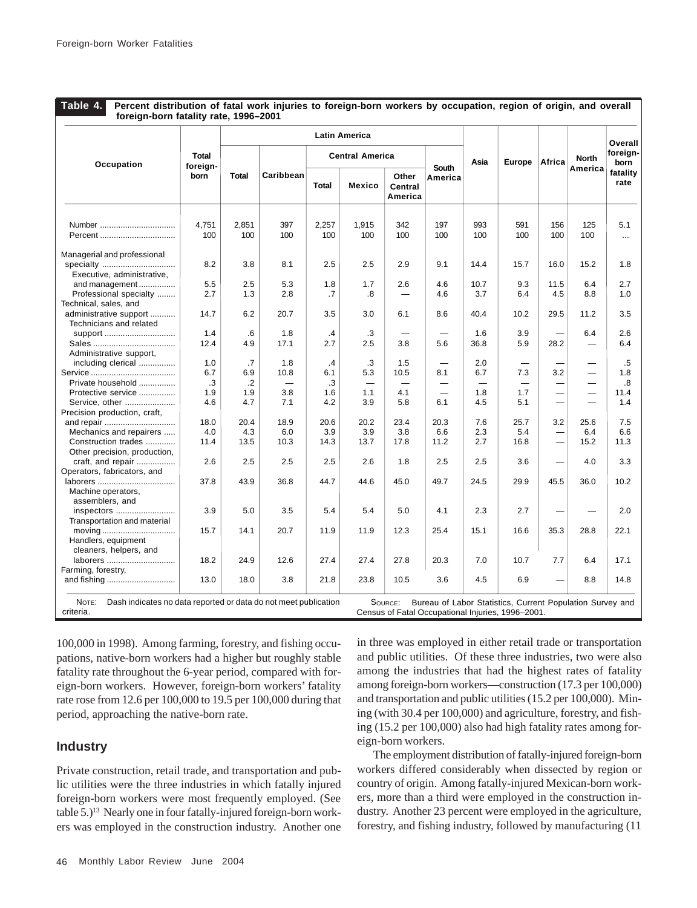**Table 4. Percent distribution of fatal work injuries to foreign-born workers by occupation, region of origin, and overall foreign-born fatality rate, 1996–2001**

| Occupation | Total foreign-born | Latin America | | | | | | | Asia | Europe | Africa | North America | Overall foreign-born fatality rate |
|---|---|---|---|---|---|---|---|---|---|---|---|---|---|
| | | Total | Caribbean | Central America | | | South America | | | | | | |
| | | | | Total | Mexico | Other Central America | | | | | | | |
| Number | 4,751 | 2,851 | 397 | 2,257 | 1,915 | 342 | 197 | | 993 | 591 | 156 | 125 | 5.1 |
| Percent | 100 | 100 | 100 | 100 | 100 | 100 | 100 | | 100 | 100 | 100 | 100 | … |
| Managerial and professional specialty | 8.2 | 3.8 | 8.1 | 2.5 | 2.5 | 2.9 | 9.1 | | 14.4 | 15.7 | 16.0 | 15.2 | 1.8 |
| Executive, administrative, and management | 5.5 | 2.5 | 5.3 | 1.8 | 1.7 | 2.6 | 4.6 | | 10.7 | 9.3 | 11.5 | 6.4 | 2.7 |
| Professional specialty | 2.7 | 1.3 | 2.8 | .7 | .8 | — | 4.6 | | 3.7 | 6.4 | 4.5 | 8.8 | 1.0 |
| Technical, sales, and administrative support | 14.7 | 6.2 | 20.7 | 3.5 | 3.0 | 6.1 | 8.6 | | 40.4 | 10.2 | 29.5 | 11.2 | 3.5 |
| Technicians and related support | 1.4 | .6 | 1.8 | .4 | .3 | — | — | | 1.6 | 3.9 | — | 6.4 | 2.6 |
| Sales | 12.4 | 4.9 | 17.1 | 2.7 | 2.5 | 3.8 | 5.6 | | 36.8 | 5.9 | 28.2 | — | 6.4 |
| Administrative support, including clerical | 1.0 | .7 | 1.8 | .4 | .3 | 1.5 | — | | 2.0 | — | — | — | .5 |
| Service | 6.7 | 6.9 | 10.8 | 6.1 | 5.3 | 10.5 | 8.1 | | 6.7 | 7.3 | 3.2 | — | 1.8 |
| Private household | .3 | .2 | — | .3 | — | — | — | | — | — | — | — | .8 |
| Protective service | 1.9 | 1.9 | 3.8 | 1.6 | 1.1 | 4.1 | — | | 1.8 | 1.7 | — | — | 11.4 |
| Service, other | 4.6 | 4.7 | 7.1 | 4.2 | 3.9 | 5.8 | 6.1 | | 4.5 | 5.1 | — | — | 1.4 |
| Precision production, craft, and repair | 18.0 | 20.4 | 18.9 | 20.6 | 20.2 | 23.4 | 20.3 | | 7.6 | 25.7 | 3.2 | 25.6 | 7.5 |
| Mechanics and repairers | 4.0 | 4.3 | 6.0 | 3.9 | 3.9 | 3.8 | 6.6 | | 2.3 | 5.4 | — | 6.4 | 6.6 |
| Construction trades | 11.4 | 13.5 | 10.3 | 14.3 | 13.7 | 17.8 | 11.2 | | 2.7 | 16.8 | — | 15.2 | 11.3 |
| Other precision, production, craft, and repair | 2.6 | 2.5 | 2.5 | 2.5 | 2.6 | 1.8 | 2.5 | | 2.5 | 3.6 | — | 4.0 | 3.3 |
| Operators, fabricators, and laborers | 37.8 | 43.9 | 36.8 | 44.7 | 44.6 | 45.0 | 49.7 | | 24.5 | 29.9 | 45.5 | 36.0 | 10.2 |
| Machine operators, assemblers, and inspectors | 3.9 | 5.0 | 3.5 | 5.4 | 5.4 | 5.0 | 4.1 | | 2.3 | 2.7 | — | — | 2.0 |
| Transportation and material moving | 15.7 | 14.1 | 20.7 | 11.9 | 11.9 | 12.3 | 25.4 | | 15.1 | 16.6 | 35.3 | 28.8 | 22.1 |
| Handlers, equipment cleaners, helpers, and laborers | 18.2 | 24.9 | 12.6 | 27.4 | 27.4 | 27.8 | 20.3 | | 7.0 | 10.7 | 7.7 | 6.4 | 17.1 |
| Farming, forestry, and fishing | 13.0 | 18.0 | 3.8 | 21.8 | 23.8 | 10.5 | 3.6 | | 4.5 | 6.9 | — | 8.8 | 14.8 |

NOTE: Dash indicates no data reported or data do not meet publication criteria.

SOURCE: Bureau of Labor Statistics, Current Population Survey and Census of Fatal Occupational Injuries, 1996–2001.

100,000 in 1998). Among farming, forestry, and fishing occupations, native-born workers had a higher but roughly stable fatality rate throughout the 6-year period, compared with foreign-born workers. However, foreign-born workers' fatality rate rose from 12.6 per 100,000 to 19.5 per 100,000 during that period, approaching the native-born rate.

## Industry

Private construction, retail trade, and transportation and public utilities were the three industries in which fatally injured foreign-born workers were most frequently employed. (See table 5.)[13] Nearly one in four fatally-injured foreign-born workers was employed in the construction industry. Another one in three was employed in either retail trade or transportation and public utilities. Of these three industries, two were also among the industries that had the highest rates of fatality among foreign-born workers—construction (17.3 per 100,000) and transportation and public utilities (15.2 per 100,000). Mining (with 30.4 per 100,000) and agriculture, forestry, and fishing (15.2 per 100,000) also had high fatality rates among foreign-born workers.

The employment distribution of fatally-injured foreign-born workers differed considerably when dissected by region or country of origin. Among fatally-injured Mexican-born workers, more than a third were employed in the construction industry. Another 23 percent were employed in the agriculture, forestry, and fishing industry, followed by manufacturing (11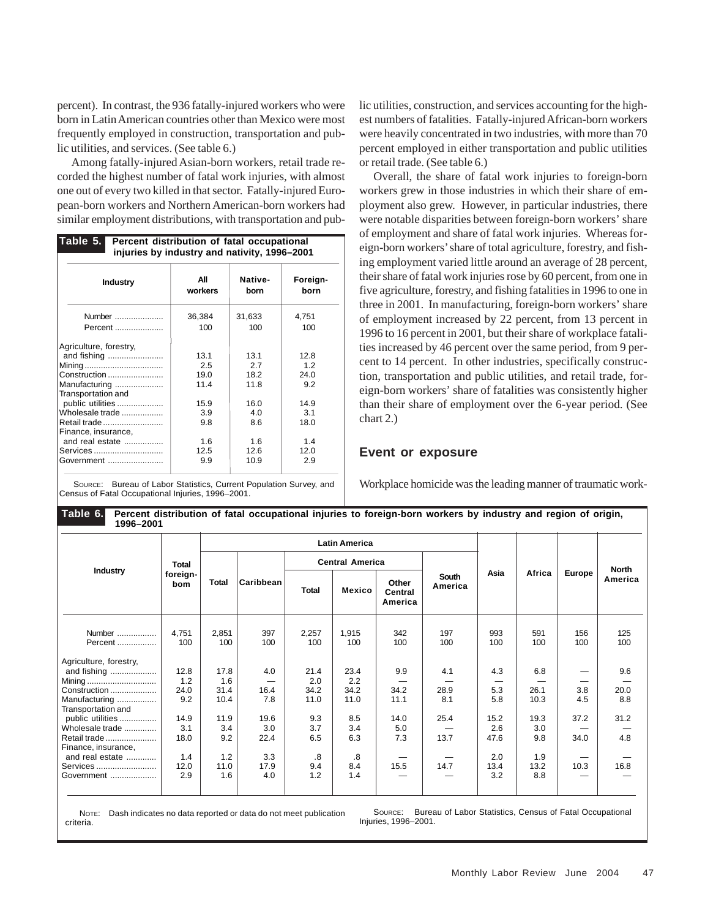percent). In contrast, the 936 fatally-injured workers who were born in Latin American countries other than Mexico were most frequently employed in construction, transportation and public utilities, and services. (See table 6.)

Among fatally-injured Asian-born workers, retail trade recorded the highest number of fatal work injuries, with almost one out of every two killed in that sector. Fatally-injured European-born workers and Northern American-born workers had similar employment distributions, with transportation and public utilities, construction, and services accounting for the highest numbers of fatalities. Fatally-injured African-born workers were heavily concentrated in two industries, with more than 70 percent employed in either transportation and public utilities or retail trade. (See table 6.)

**Table 5. Percent distribution of fatal occupational injuries by industry and nativity, 1996–2001**

| Industry | All workers | Native-born | Foreign-born |
|---|---|---|---|
| Number | 36,384 | 31,633 | 4,751 |
| Percent | 100 | 100 | 100 |
| Agriculture, forestry, and fishing | 13.1 | 13.1 | 12.8 |
| Mining | 2.5 | 2.7 | 1.2 |
| Construction | 19.0 | 18.2 | 24.0 |
| Manufacturing | 11.4 | 11.8 | 9.2 |
| Transportation and public utilities | 15.9 | 16.0 | 14.9 |
| Wholesale trade | 3.9 | 4.0 | 3.1 |
| Retail trade | 9.8 | 8.6 | 18.0 |
| Finance, insurance, and real estate | 1.6 | 1.6 | 1.4 |
| Services | 12.5 | 12.6 | 12.0 |
| Government | 9.9 | 10.9 | 2.9 |

SOURCE: Bureau of Labor Statistics, Current Population Survey, and Census of Fatal Occupational Injuries, 1996–2001.

Overall, the share of fatal work injuries to foreign-born workers grew in those industries in which their share of employment also grew. However, in particular industries, there were notable disparities between foreign-born workers' share of employment and share of fatal work injuries. Whereas foreign-born workers' share of total agriculture, forestry, and fishing employment varied little around an average of 28 percent, their share of fatal work injuries rose by 60 percent, from one in five agriculture, forestry, and fishing fatalities in 1996 to one in three in 2001. In manufacturing, foreign-born workers' share of employment increased by 22 percent, from 13 percent in 1996 to 16 percent in 2001, but their share of workplace fatalities increased by 46 percent over the same period, from 9 percent to 14 percent. In other industries, specifically construction, transportation and public utilities, and retail trade, foreign-born workers' share of fatalities was consistently higher than their share of employment over the 6-year period. (See chart 2.)

## Event or exposure

Workplace homicide was the leading manner of traumatic work-

**Table 6. Percent distribution of fatal occupational injuries to foreign-born workers by industry and region of origin, 1996–2001**

| Industry | Total foreign-born | Latin America | | | | | | Asia | Africa | Europe | North America |
|---|---|---|---|---|---|---|---|---|---|---|---|
| | | Total | Caribbean | Central America | | | South America | | | | |
| | | | | Total | Mexico | Other Central America | | | | | |
| Number | 4,751 | 2,851 | 397 | 2,257 | 1,915 | 342 | 197 | 993 | 591 | 156 | 125 |
| Percent | 100 | 100 | 100 | 100 | 100 | 100 | 100 | 100 | 100 | 100 | 100 |
| Agriculture, forestry, and fishing | 12.8 | 17.8 | 4.0 | 21.4 | 23.4 | 9.9 | 4.1 | 4.3 | 6.8 | — | 9.6 |
| Mining | 1.2 | 1.6 | — | 2.0 | 2.2 | — | — | — | — | — | — |
| Construction | 24.0 | 31.4 | 16.4 | 34.2 | 34.2 | 34.2 | 28.9 | 5.3 | 26.1 | 3.8 | 20.0 |
| Manufacturing | 9.2 | 10.4 | 7.8 | 11.0 | 11.0 | 11.1 | 8.1 | 5.8 | 10.3 | 4.5 | 8.8 |
| Transportation and public utilities | 14.9 | 11.9 | 19.6 | 9.3 | 8.5 | 14.0 | 25.4 | 15.2 | 19.3 | 37.2 | 31.2 |
| Wholesale trade | 3.1 | 3.4 | 3.0 | 3.7 | 3.4 | 5.0 | — | 2.6 | 3.0 | — | — |
| Retail trade | 18.0 | 9.2 | 22.4 | 6.5 | 6.3 | 7.3 | 13.7 | 47.6 | 9.8 | 34.0 | 4.8 |
| Finance, insurance, and real estate | 1.4 | 1.2 | 3.3 | .8 | .8 | — | — | 2.0 | 1.9 | — | — |
| Services | 12.0 | 11.0 | 17.9 | 9.4 | 8.4 | 15.5 | 14.7 | 13.4 | 13.2 | 10.3 | 16.8 |
| Government | 2.9 | 1.6 | 4.0 | 1.2 | 1.4 | — | — | 3.2 | 8.8 | — | — |

NOTE: Dash indicates no data reported or data do not meet publication criteria.

SOURCE: Bureau of Labor Statistics, Census of Fatal Occupational Injuries, 1996–2001.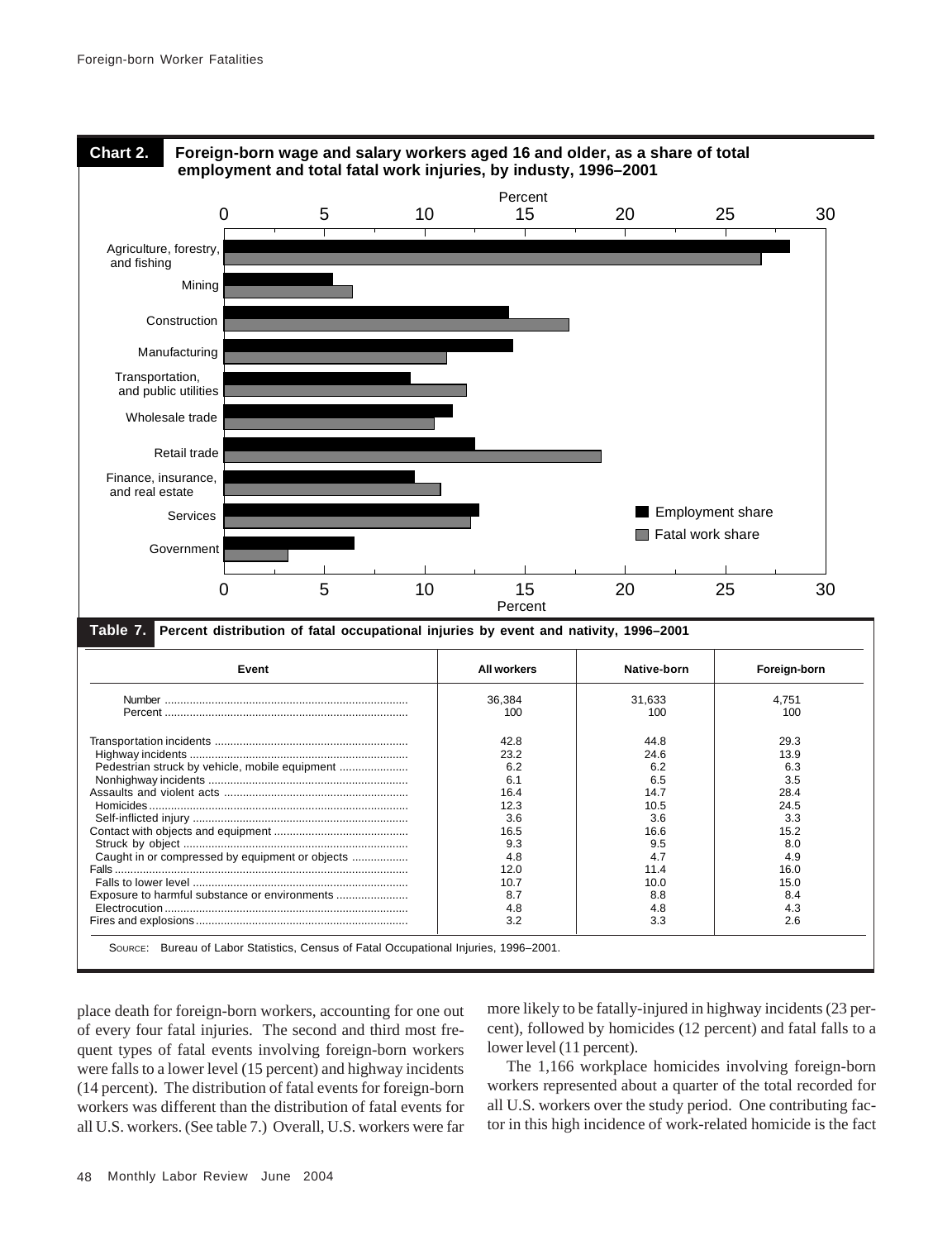**Chart 2. Foreign-born wage and salary workers aged 16 and older, as a share of total employment and total fatal work injuries, by industy, 1996–2001**

**Table 7. Percent distribution of fatal occupational injuries by event and nativity, 1996–2001**

| Event | All workers | Native-born | Foreign-born |
|---|---|---|---|
| Number | 36,384 | 31,633 | 4,751 |
| Percent | 100 | 100 | 100 |
| Transportation incidents | 42.8 | 44.8 | 29.3 |
| Highway incidents | 23.2 | 24.6 | 13.9 |
| Pedestrian struck by vehicle, mobile equipment | 6.2 | 6.2 | 6.3 |
| Nonhighway incidents | 6.1 | 6.5 | 3.5 |
| Assaults and violent acts | 16.4 | 14.7 | 28.4 |
| Homicides | 12.3 | 10.5 | 24.5 |
| Self-inflicted injury | 3.6 | 3.6 | 3.3 |
| Contact with objects and equipment | 16.5 | 16.6 | 15.2 |
| Struck by object | 9.3 | 9.5 | 8.0 |
| Caught in or compressed by equipment or objects | 4.8 | 4.7 | 4.9 |
| Falls | 12.0 | 11.4 | 16.0 |
| Falls to lower level | 10.7 | 10.0 | 15.0 |
| Exposure to harmful substance or environments | 8.7 | 8.8 | 8.4 |
| Electrocution | 4.8 | 4.8 | 4.3 |
| Fires and explosions | 3.2 | 3.3 | 2.6 |

SOURCE: Bureau of Labor Statistics, Census of Fatal Occupational Injuries, 1996–2001.

place death for foreign-born workers, accounting for one out of every four fatal injuries. The second and third most frequent types of fatal events involving foreign-born workers were falls to a lower level (15 percent) and highway incidents (14 percent). The distribution of fatal events for foreign-born workers was different than the distribution of fatal events for all U.S. workers. (See table 7.) Overall, U.S. workers were far more likely to be fatally-injured in highway incidents (23 percent), followed by homicides (12 percent) and fatal falls to a lower level (11 percent).

The 1,166 workplace homicides involving foreign-born workers represented about a quarter of the total recorded for all U.S. workers over the study period. One contributing factor in this high incidence of work-related homicide is the fact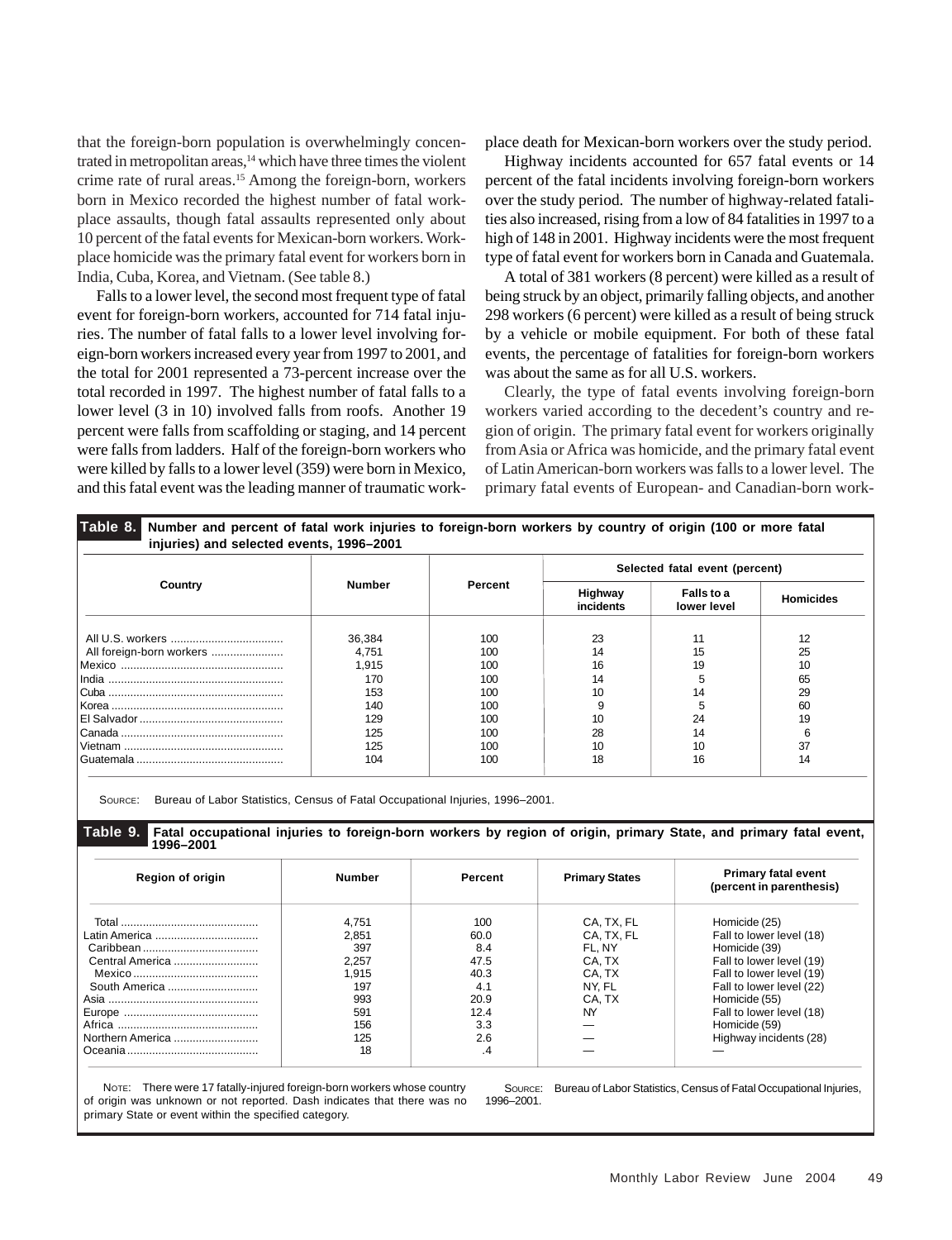that the foreign-born population is overwhelmingly concentrated in metropolitan areas,[14] which have three times the violent crime rate of rural areas.[15] Among the foreign-born, workers born in Mexico recorded the highest number of fatal workplace assaults, though fatal assaults represented only about 10 percent of the fatal events for Mexican-born workers. Workplace homicide was the primary fatal event for workers born in India, Cuba, Korea, and Vietnam. (See table 8.)

Falls to a lower level, the second most frequent type of fatal event for foreign-born workers, accounted for 714 fatal injuries. The number of fatal falls to a lower level involving foreign-born workers increased every year from 1997 to 2001, and the total for 2001 represented a 73-percent increase over the total recorded in 1997. The highest number of fatal falls to a lower level (3 in 10) involved falls from roofs. Another 19 percent were falls from scaffolding or staging, and 14 percent were falls from ladders. Half of the foreign-born workers who were killed by falls to a lower level (359) were born in Mexico, and this fatal event was the leading manner of traumatic workplace death for Mexican-born workers over the study period.

Highway incidents accounted for 657 fatal events or 14 percent of the fatal incidents involving foreign-born workers over the study period. The number of highway-related fatalities also increased, rising from a low of 84 fatalities in 1997 to a high of 148 in 2001. Highway incidents were the most frequent type of fatal event for workers born in Canada and Guatemala.

A total of 381 workers (8 percent) were killed as a result of being struck by an object, primarily falling objects, and another 298 workers (6 percent) were killed as a result of being struck by a vehicle or mobile equipment. For both of these fatal events, the percentage of fatalities for foreign-born workers was about the same as for all U.S. workers.

Clearly, the type of fatal events involving foreign-born workers varied according to the decedent's country and region of origin. The primary fatal event for workers originally from Asia or Africa was homicide, and the primary fatal event of Latin American-born workers was falls to a lower level. The primary fatal events of European- and Canadian-born work-

**Table 8. Number and percent of fatal work injuries to foreign-born workers by country of origin (100 or more fatal injuries) and selected events, 1996–2001**

| Country | Number | Percent | Selected fatal event (percent) | | |
|---|---|---|---|---|---|
| | | | Highway incidents | Falls to a lower level | Homicides |
| All U.S. workers | 36,384 | 100 | 23 | 11 | 12 |
| All foreign-born workers | 4,751 | 100 | 14 | 15 | 25 |
| Mexico | 1,915 | 100 | 16 | 19 | 10 |
| India | 170 | 100 | 14 | 5 | 65 |
| Cuba | 153 | 100 | 10 | 14 | 29 |
| Korea | 140 | 100 | 9 | 5 | 60 |
| El Salvador | 129 | 100 | 10 | 24 | 19 |
| Canada | 125 | 100 | 28 | 14 | 6 |
| Vietnam | 125 | 100 | 10 | 10 | 37 |
| Guatemala | 104 | 100 | 18 | 16 | 14 |

SOURCE: Bureau of Labor Statistics, Census of Fatal Occupational Injuries, 1996–2001.

**Table 9. Fatal occupational injuries to foreign-born workers by region of origin, primary State, and primary fatal event, 1996–2001**

| Region of origin | Number | Percent | Primary States | Primary fatal event (percent in parenthesis) |
|---|---|---|---|---|
| Total | 4,751 | 100 | CA, TX, FL | Homicide (25) |
| Latin America | 2,851 | 60.0 | CA, TX, FL | Fall to lower level (18) |
| Caribbean | 397 | 8.4 | FL, NY | Homicide (39) |
| Central America | 2,257 | 47.5 | CA, TX | Fall to lower level (19) |
| Mexico | 1,915 | 40.3 | CA, TX | Fall to lower level (19) |
| South America | 197 | 4.1 | NY, FL | Fall to lower level (22) |
| Asia | 993 | 20.9 | CA, TX | Homicide (55) |
| Europe | 591 | 12.4 | NY | Fall to lower level (18) |
| Africa | 156 | 3.3 | — | Homicide (59) |
| Northern America | 125 | 2.6 | — | Highway incidents (28) |
| Oceania | 18 | .4 | — | — |

NOTE: There were 17 fatally-injured foreign-born workers whose country of origin was unknown or not reported. Dash indicates that there was no primary State or event within the specified category.

SOURCE: Bureau of Labor Statistics, Census of Fatal Occupational Injuries, 1996–2001.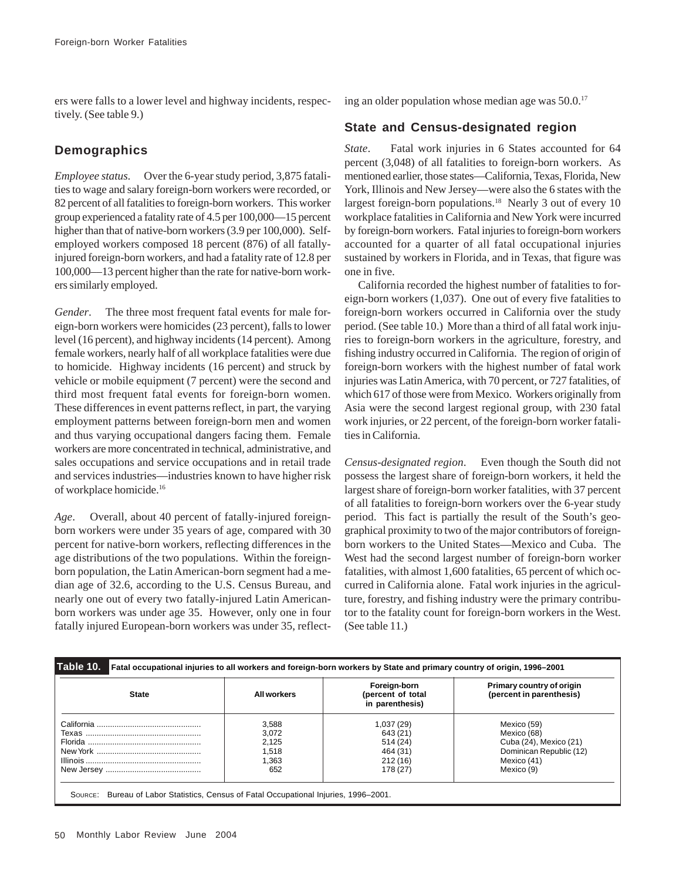ers were falls to a lower level and highway incidents, respectively. (See table 9.)

## Demographics

*Employee status.* Over the 6-year study period, 3,875 fatalities to wage and salary foreign-born workers were recorded, or 82 percent of all fatalities to foreign-born workers. This worker group experienced a fatality rate of 4.5 per 100,000—15 percent higher than that of native-born workers (3.9 per 100,000). Self-employed workers composed 18 percent (876) of all fatally-injured foreign-born workers, and had a fatality rate of 12.8 per 100,000—13 percent higher than the rate for native-born workers similarly employed.

*Gender.* The three most frequent fatal events for male foreign-born workers were homicides (23 percent), falls to lower level (16 percent), and highway incidents (14 percent). Among female workers, nearly half of all workplace fatalities were due to homicide. Highway incidents (16 percent) and struck by vehicle or mobile equipment (7 percent) were the second and third most frequent fatal events for foreign-born women. These differences in event patterns reflect, in part, the varying employment patterns between foreign-born men and women and thus varying occupational dangers facing them. Female workers are more concentrated in technical, administrative, and sales occupations and service occupations and in retail trade and services industries—industries known to have higher risk of workplace homicide.[16]

*Age.* Overall, about 40 percent of fatally-injured foreign-born workers were under 35 years of age, compared with 30 percent for native-born workers, reflecting differences in the age distributions of the two populations. Within the foreign-born population, the Latin American-born segment had a median age of 32.6, according to the U.S. Census Bureau, and nearly one out of every two fatally-injured Latin American-born workers was under age 35. However, only one in four fatally injured European-born workers was under 35, reflecting an older population whose median age was 50.0.[17]

## State and Census-designated region

*State.* Fatal work injuries in 6 States accounted for 64 percent (3,048) of all fatalities to foreign-born workers. As mentioned earlier, those states—California, Texas, Florida, New York, Illinois and New Jersey—were also the 6 states with the largest foreign-born populations.[18] Nearly 3 out of every 10 workplace fatalities in California and New York were incurred by foreign-born workers. Fatal injuries to foreign-born workers accounted for a quarter of all fatal occupational injuries sustained by workers in Florida, and in Texas, that figure was one in five.

California recorded the highest number of fatalities to foreign-born workers (1,037). One out of every five fatalities to foreign-born workers occurred in California over the study period. (See table 10.) More than a third of all fatal work injuries to foreign-born workers in the agriculture, forestry, and fishing industry occurred in California. The region of origin of foreign-born workers with the highest number of fatal work injuries was Latin America, with 70 percent, or 727 fatalities, of which 617 of those were from Mexico. Workers originally from Asia were the second largest regional group, with 230 fatal work injuries, or 22 percent, of the foreign-born worker fatalities in California.

*Census-designated region.* Even though the South did not possess the largest share of foreign-born workers, it held the largest share of foreign-born worker fatalities, with 37 percent of all fatalities to foreign-born workers over the 6-year study period. This fact is partially the result of the South's geographical proximity to two of the major contributors of foreign-born workers to the United States—Mexico and Cuba. The West had the second largest number of foreign-born worker fatalities, with almost 1,600 fatalities, 65 percent of which occurred in California alone. Fatal work injuries in the agriculture, forestry, and fishing industry were the primary contributor to the fatality count for foreign-born workers in the West. (See table 11.)

**Table 10. Fatal occupational injuries to all workers and foreign-born workers by State and primary country of origin, 1996–2001**

| State | All workers | Foreign-born (percent of total in parenthesis) | Primary country of origin (percent in parenthesis) |
|---|---|---|---|
| California | 3,588 | 1,037 (29) | Mexico (59) |
| Texas | 3,072 | 643 (21) | Mexico (68) |
| Florida | 2,125 | 514 (24) | Cuba (24), Mexico (21) |
| New York | 1,518 | 464 (31) | Dominican Republic (12) |
| Illinois | 1,363 | 212 (16) | Mexico (41) |
| New Jersey | 652 | 178 (27) | Mexico (9) |

SOURCE: Bureau of Labor Statistics, Census of Fatal Occupational Injuries, 1996–2001.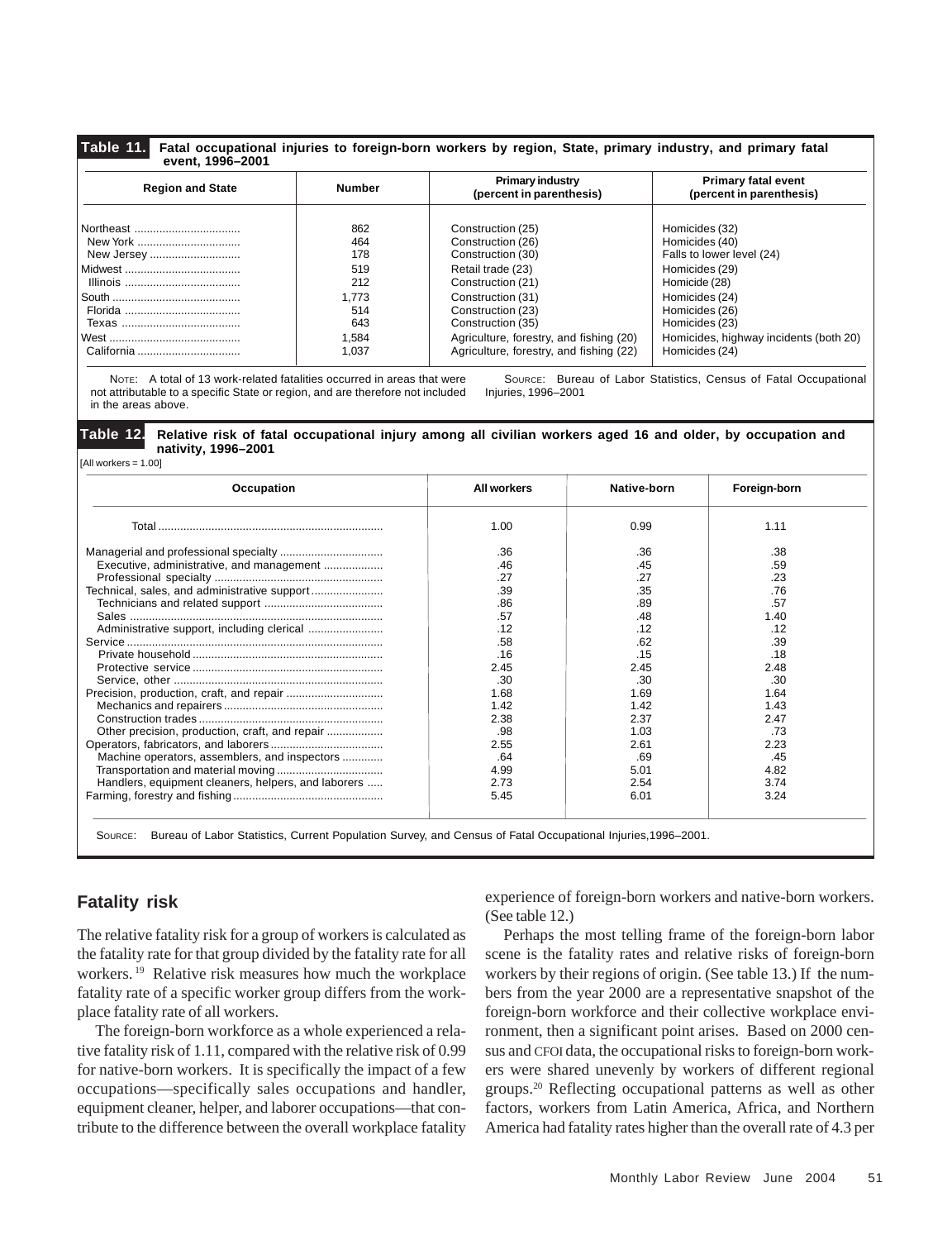**Table 11. Fatal occupational injuries to foreign-born workers by region, State, primary industry, and primary fatal event, 1996–2001**

| Region and State | Number | Primary industry (percent in parenthesis) | Primary fatal event (percent in parenthesis) |
|---|---|---|---|
| Northeast | 862 | Construction (25) | Homicides (32) |
| New York | 464 | Construction (26) | Homicides (40) |
| New Jersey | 178 | Construction (30) | Falls to lower level (24) |
| Midwest | 519 | Retail trade (23) | Homicides (29) |
| Illinois | 212 | Construction (21) | Homicide (28) |
| South | 1,773 | Construction (31) | Homicides (24) |
| Florida | 514 | Construction (23) | Homicides (26) |
| Texas | 643 | Construction (35) | Homicides (23) |
| West | 1,584 | Agriculture, forestry, and fishing (20) | Homicides, highway incidents (both 20) |
| California | 1,037 | Agriculture, forestry, and fishing (22) | Homicides (24) |

NOTE: A total of 13 work-related fatalities occurred in areas that were not attributable to a specific State or region, and are therefore not included in the areas above.

SOURCE: Bureau of Labor Statistics, Census of Fatal Occupational Injuries, 1996–2001

**Table 12. Relative risk of fatal occupational injury among all civilian workers aged 16 and older, by occupation and nativity, 1996–2001**

[All workers = 1.00]

| Occupation | All workers | Native-born | Foreign-born |
|---|---|---|---|
| Total | 1.00 | 0.99 | 1.11 |
| Managerial and professional specialty | .36 | .36 | .38 |
| Executive, administrative, and management | .46 | .45 | .59 |
| Professional specialty | .27 | .27 | .23 |
| Technical, sales, and administrative support | .39 | .35 | .76 |
| Technicians and related support | .86 | .89 | .57 |
| Sales | .57 | .48 | 1.40 |
| Administrative support, including clerical | .12 | .12 | .12 |
| Service | .58 | .62 | .39 |
| Private household | .16 | .15 | .18 |
| Protective service | 2.45 | 2.45 | 2.48 |
| Service, other | .30 | .30 | .30 |
| Precision, production, craft, and repair | 1.68 | 1.69 | 1.64 |
| Mechanics and repairers | 1.42 | 1.42 | 1.43 |
| Construction trades | 2.38 | 2.37 | 2.47 |
| Other precision, production, craft, and repair | .98 | 1.03 | .73 |
| Operators, fabricators, and laborers | 2.55 | 2.61 | 2.23 |
| Machine operators, assemblers, and inspectors | .64 | .69 | .45 |
| Transportation and material moving | 4.99 | 5.01 | 4.82 |
| Handlers, equipment cleaners, helpers, and laborers | 2.73 | 2.54 | 3.74 |
| Farming, forestry and fishing | 5.45 | 6.01 | 3.24 |

SOURCE: Bureau of Labor Statistics, Current Population Survey, and Census of Fatal Occupational Injuries,1996–2001.

## Fatality risk

The relative fatality risk for a group of workers is calculated as the fatality rate for that group divided by the fatality rate for all workers.[19] Relative risk measures how much the workplace fatality rate of a specific worker group differs from the workplace fatality rate of all workers.

The foreign-born workforce as a whole experienced a relative fatality risk of 1.11, compared with the relative risk of 0.99 for native-born workers. It is specifically the impact of a few occupations—specifically sales occupations and handler, equipment cleaner, helper, and laborer occupations—that contribute to the difference between the overall workplace fatality experience of foreign-born workers and native-born workers. (See table 12.)

Perhaps the most telling frame of the foreign-born labor scene is the fatality rates and relative risks of foreign-born workers by their regions of origin. (See table 13.) If the numbers from the year 2000 are a representative snapshot of the foreign-born workforce and their collective workplace environment, then a significant point arises. Based on 2000 census and CFOI data, the occupational risks to foreign-born workers were shared unevenly by workers of different regional groups.[20] Reflecting occupational patterns as well as other factors, workers from Latin America, Africa, and Northern America had fatality rates higher than the overall rate of 4.3 per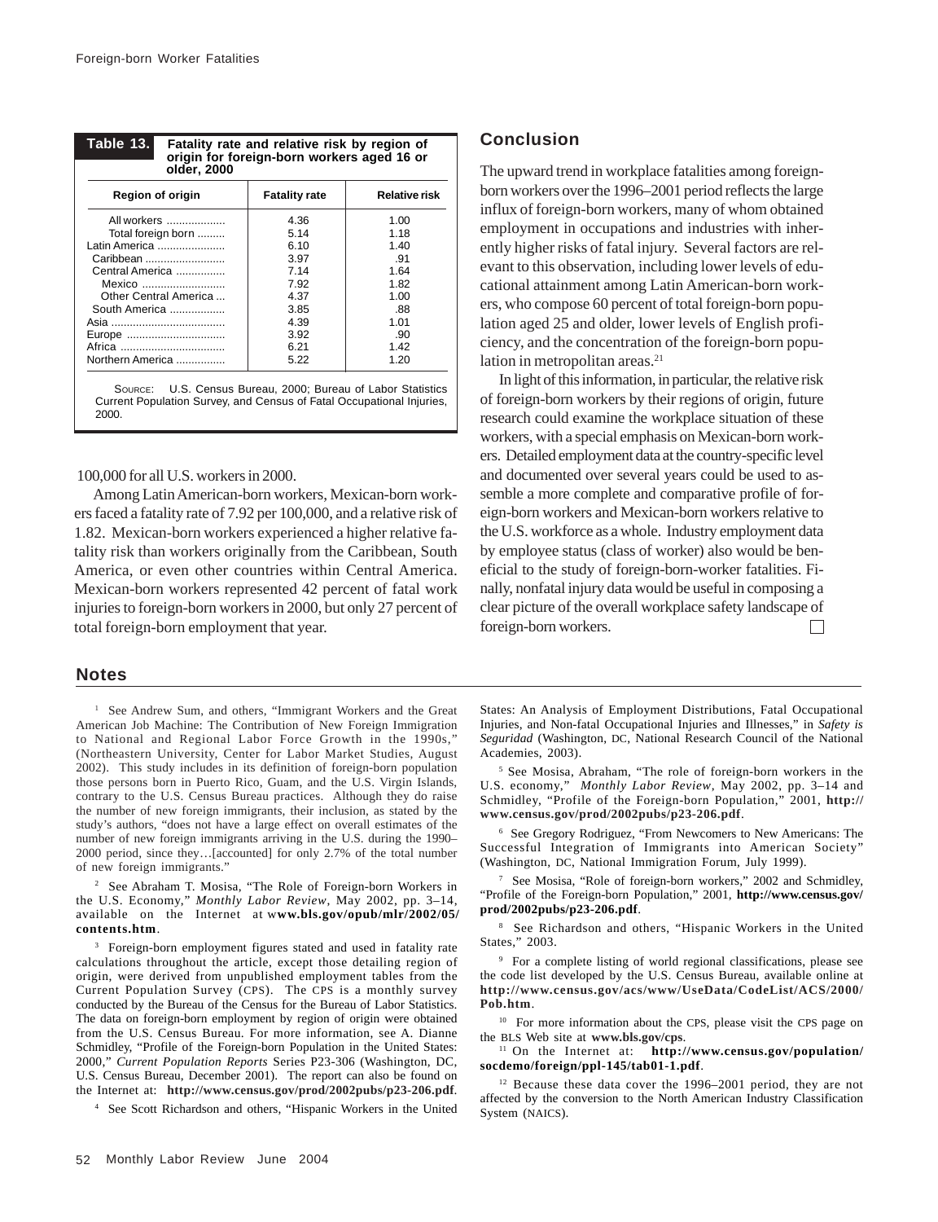**Table 13. Fatality rate and relative risk by region of origin for foreign-born workers aged 16 or older, 2000**

| Region of origin | Fatality rate | Relative risk |
|---|---|---|
| All workers | 4.36 | 1.00 |
| Total foreign born | 5.14 | 1.18 |
| Latin America | 6.10 | 1.40 |
| Caribbean | 3.97 | .91 |
| Central America | 7.14 | 1.64 |
| Mexico | 7.92 | 1.82 |
| Other Central America | 4.37 | 1.00 |
| South America | 3.85 | .88 |
| Asia | 4.39 | 1.01 |
| Europe | 3.92 | .90 |
| Africa | 6.21 | 1.42 |
| Northern America | 5.22 | 1.20 |

SOURCE: U.S. Census Bureau, 2000; Bureau of Labor Statistics Current Population Survey, and Census of Fatal Occupational Injuries, 2000.

100,000 for all U.S. workers in 2000.

Among Latin American-born workers, Mexican-born workers faced a fatality rate of 7.92 per 100,000, and a relative risk of 1.82. Mexican-born workers experienced a higher relative fatality risk than workers originally from the Caribbean, South America, or even other countries within Central America. Mexican-born workers represented 42 percent of fatal work injuries to foreign-born workers in 2000, but only 27 percent of total foreign-born employment that year.

## Conclusion

The upward trend in workplace fatalities among foreign-born workers over the 1996–2001 period reflects the large influx of foreign-born workers, many of whom obtained employment in occupations and industries with inherently higher risks of fatal injury. Several factors are relevant to this observation, including lower levels of educational attainment among Latin American-born workers, who compose 60 percent of total foreign-born population aged 25 and older, lower levels of English proficiency, and the concentration of the foreign-born population in metropolitan areas.[21]

In light of this information, in particular, the relative risk of foreign-born workers by their regions of origin, future research could examine the workplace situation of these workers, with a special emphasis on Mexican-born workers. Detailed employment data at the country-specific level and documented over several years could be used to assemble a more complete and comparative profile of foreign-born workers and Mexican-born workers relative to the U.S. workforce as a whole. Industry employment data by employee status (class of worker) also would be beneficial to the study of foreign-born-worker fatalities. Finally, nonfatal injury data would be useful in composing a clear picture of the overall workplace safety landscape of foreign-born workers. □

## Notes

[1] See Andrew Sum, and others, "Immigrant Workers and the Great American Job Machine: The Contribution of New Foreign Immigration to National and Regional Labor Force Growth in the 1990s," (Northeastern University, Center for Labor Market Studies, August 2002). This study includes in its definition of foreign-born population those persons born in Puerto Rico, Guam, and the U.S. Virgin Islands, contrary to the U.S. Census Bureau practices. Although they do raise the number of new foreign immigrants, their inclusion, as stated by the study's authors, "does not have a large effect on overall estimates of the number of new foreign immigrants arriving in the U.S. during the 1990–2000 period, since they…[accounted] for only 2.7% of the total number of new foreign immigrants."

[2] See Abraham T. Mosisa, "The Role of Foreign-born Workers in the U.S. Economy," *Monthly Labor Review*, May 2002, pp. 3–14, available on the Internet at **www.bls.gov/opub/mlr/2002/05/contents.htm**.

[3] Foreign-born employment figures stated and used in fatality rate calculations throughout the article, except those detailing region of origin, were derived from unpublished employment tables from the Current Population Survey (CPS). The CPS is a monthly survey conducted by the Bureau of the Census for the Bureau of Labor Statistics. The data on foreign-born employment by region of origin were obtained from the U.S. Census Bureau. For more information, see A. Dianne Schmidley, "Profile of the Foreign-born Population in the United States: 2000," *Current Population Reports* Series P23-306 (Washington, DC, U.S. Census Bureau, December 2001). The report can also be found on the Internet at: **http://www.census.gov/prod/2002pubs/p23-206.pdf**.

[4] See Scott Richardson and others, "Hispanic Workers in the United States: An Analysis of Employment Distributions, Fatal Occupational Injuries, and Non-fatal Occupational Injuries and Illnesses," in *Safety is Seguridad* (Washington, DC, National Research Council of the National Academies, 2003).

[5] See Mosisa, Abraham, "The role of foreign-born workers in the U.S. economy," *Monthly Labor Review*, May 2002, pp. 3–14 and Schmidley, "Profile of the Foreign-born Population," 2001, **http://www.census.gov/prod/2002pubs/p23-206.pdf**.

[6] See Gregory Rodriguez, "From Newcomers to New Americans: The Successful Integration of Immigrants into American Society" (Washington, DC, National Immigration Forum, July 1999).

[7] See Mosisa, "Role of foreign-born workers," 2002 and Schmidley, "Profile of the Foreign-born Population," 2001, **http://www.census.gov/prod/2002pubs/p23-206.pdf**.

[8] See Richardson and others, "Hispanic Workers in the United States," 2003.

[9] For a complete listing of world regional classifications, please see the code list developed by the U.S. Census Bureau, available online at **http://www.census.gov/acs/www/UseData/CodeList/ACS/2000/Pob.htm**.

[10] For more information about the CPS, please visit the CPS page on the BLS Web site at **www.bls.gov/cps**.

[11] On the Internet at: **http://www.census.gov/population/socdemo/foreign/ppl-145/tab01-1.pdf**.

[12] Because these data cover the 1996–2001 period, they are not affected by the conversion to the North American Industry Classification System (NAICS).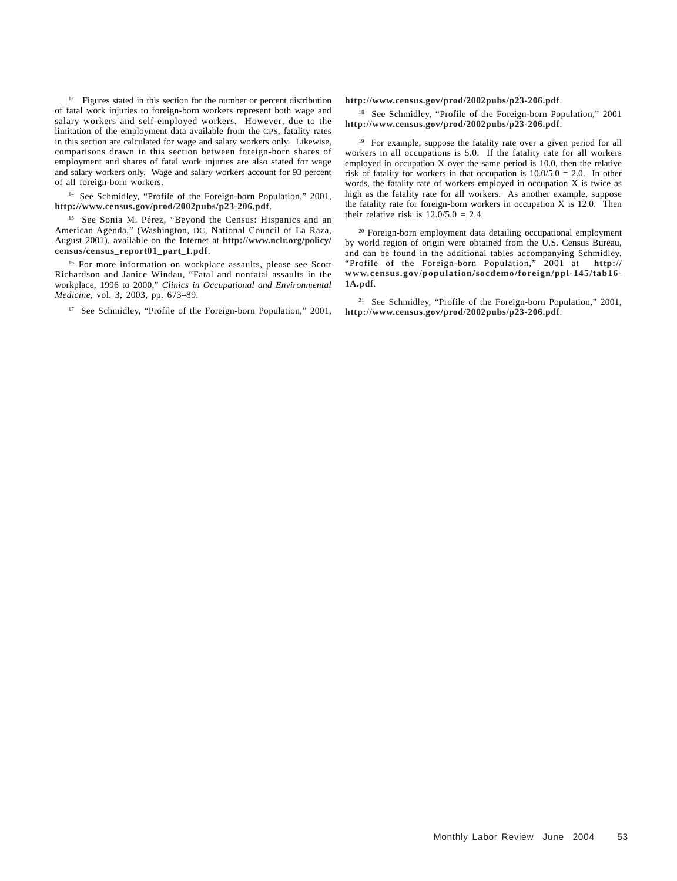[13] Figures stated in this section for the number or percent distribution of fatal work injuries to foreign-born workers represent both wage and salary workers and self-employed workers. However, due to the limitation of the employment data available from the CPS, fatality rates in this section are calculated for wage and salary workers only. Likewise, comparisons drawn in this section between foreign-born shares of employment and shares of fatal work injuries are also stated for wage and salary workers only. Wage and salary workers account for 93 percent of all foreign-born workers.

[14] See Schmidley, "Profile of the Foreign-born Population," 2001, **http://www.census.gov/prod/2002pubs/p23-206.pdf**.

[15] See Sonia M. Pérez, "Beyond the Census: Hispanics and an American Agenda," (Washington, DC, National Council of La Raza, August 2001), available on the Internet at **http://www.nclr.org/policy/census/census_report01_part_I.pdf**.

[16] For more information on workplace assaults, please see Scott Richardson and Janice Windau, "Fatal and nonfatal assaults in the workplace, 1996 to 2000," *Clinics in Occupational and Environmental Medicine*, vol. 3, 2003, pp. 673–89.

[17] See Schmidley, "Profile of the Foreign-born Population," 2001, **http://www.census.gov/prod/2002pubs/p23-206.pdf**.

[18] See Schmidley, "Profile of the Foreign-born Population," 2001 **http://www.census.gov/prod/2002pubs/p23-206.pdf**.

[19] For example, suppose the fatality rate over a given period for all workers in all occupations is 5.0. If the fatality rate for all workers employed in occupation X over the same period is 10.0, then the relative risk of fatality for workers in that occupation is 10.0/5.0 = 2.0. In other words, the fatality rate of workers employed in occupation X is twice as high as the fatality rate for all workers. As another example, suppose the fatality rate for foreign-born workers in occupation X is 12.0. Then their relative risk is 12.0/5.0 = 2.4.

[20] Foreign-born employment data detailing occupational employment by world region of origin were obtained from the U.S. Census Bureau, and can be found in the additional tables accompanying Schmidley, "Profile of the Foreign-born Population," 2001 at **http://www.census.gov/population/socdemo/foreign/ppl-145/tab16-1A.pdf**.

[21] See Schmidley, "Profile of the Foreign-born Population," 2001, **http://www.census.gov/prod/2002pubs/p23-206.pdf**.